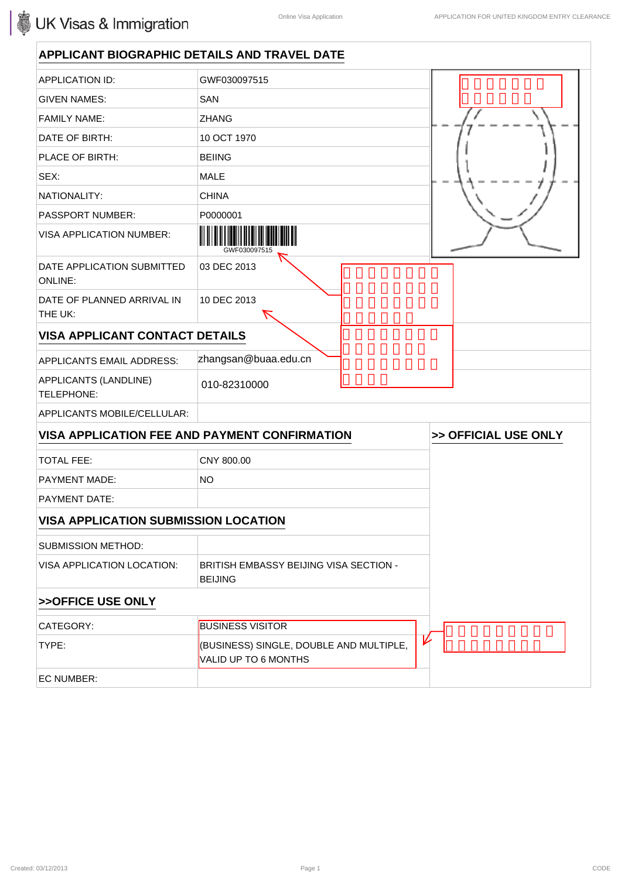## APPLICANT BIOGRAPHIC DETAILS AND TRAVEL DATE

| | |
|---|---|
| APPLICATION ID: | GWF030097515 |
| GIVEN NAMES: | SAN |
| FAMILY NAME: | ZHANG |
| DATE OF BIRTH: | 10 OCT 1970 |
| PLACE OF BIRTH: | BEIING |
| SEX: | MALE |
| NATIONALITY: | CHINA |
| PASSPORT NUMBER: | P0000001 |
| VISA APPLICATION NUMBER: | GWF030097515 |
| DATE APPLICATION SUBMITTED ONLINE: | 03 DEC 2013 |
| DATE OF PLANNED ARRIVAL IN THE UK: | 10 DEC 2013 |

## VISA APPLICANT CONTACT DETAILS

| | |
|---|---|
| APPLICANTS EMAIL ADDRESS: | zhangsan@buaa.edu.cn |
| APPLICANTS (LANDLINE) TELEPHONE: | 010-82310000 |
| APPLICANTS MOBILE/CELLULAR: | |

## VISA APPLICATION FEE AND PAYMENT CONFIRMATION

## >> OFFICIAL USE ONLY

| | |
|---|---|
| TOTAL FEE: | CNY 800.00 |
| PAYMENT MADE: | NO |
| PAYMENT DATE: | |

## VISA APPLICATION SUBMISSION LOCATION

| | |
|---|---|
| SUBMISSION METHOD: | |
| VISA APPLICATION LOCATION: | BRITISH EMBASSY BEIJING VISA SECTION - BEIJING |

## >>OFFICE USE ONLY

| | |
|---|---|
| CATEGORY: | BUSINESS VISITOR |
| TYPE: | (BUSINESS) SINGLE, DOUBLE AND MULTIPLE, VALID UP TO 6 MONTHS |
| EC NUMBER: | |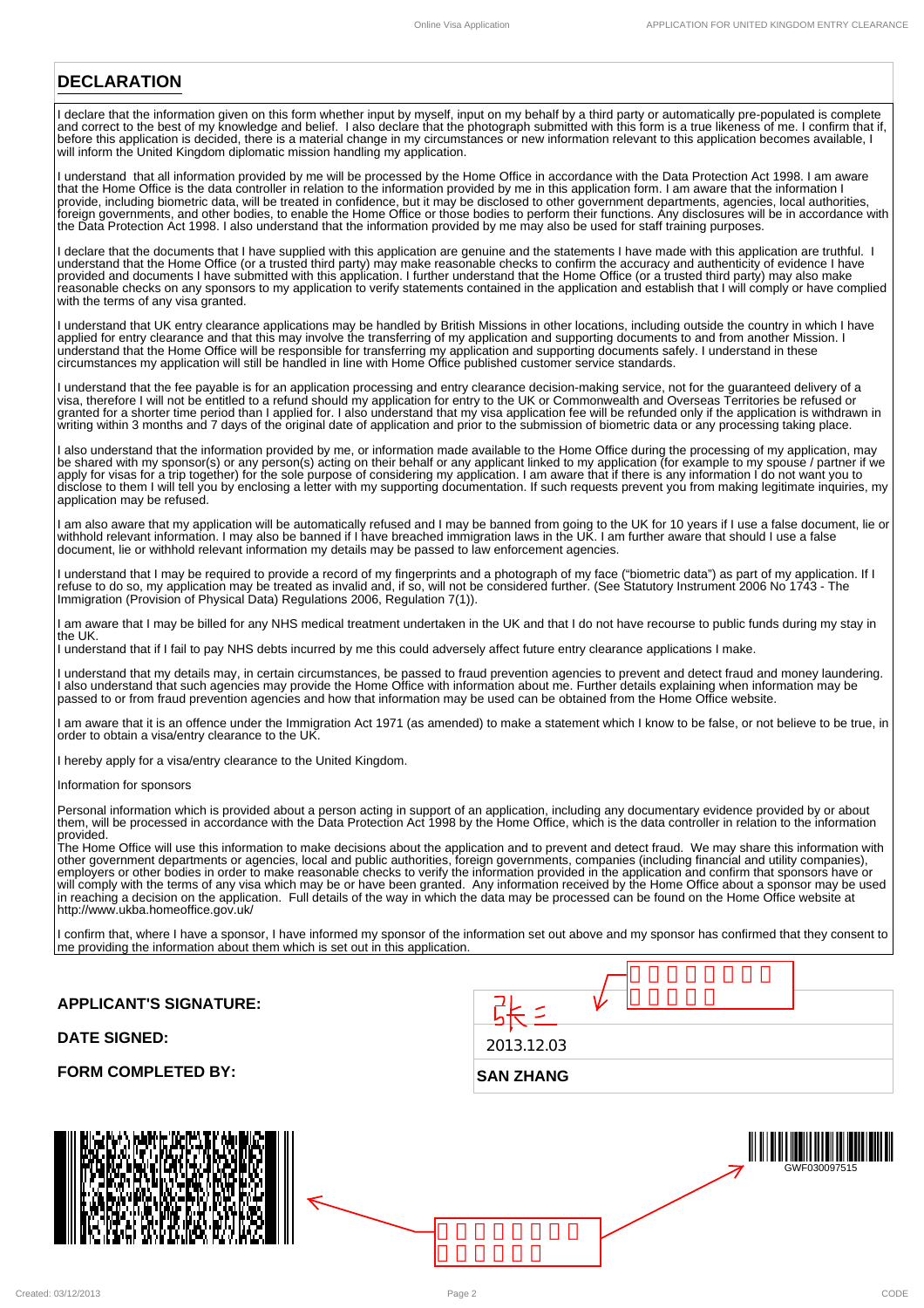## DECLARATION

I declare that the information given on this form whether input by myself, input on my behalf by a third party or automatically pre-populated is complete and correct to the best of my knowledge and belief. I also declare that the photograph submitted with this form is a true likeness of me. I confirm that if, before this application is decided, there is a material change in my circumstances or new information relevant to this application becomes available, I will inform the United Kingdom diplomatic mission handling my application.

I understand that all information provided by me will be processed by the Home Office in accordance with the Data Protection Act 1998. I am aware that the Home Office is the data controller in relation to the information provided by me in this application form. I am aware that the information I provide, including biometric data, will be treated in confidence, but it may be disclosed to other government departments, agencies, local authorities, foreign governments, and other bodies, to enable the Home Office or those bodies to perform their functions. Any disclosures will be in accordance with the Data Protection Act 1998. I also understand that the information provided by me may also be used for staff training purposes.

I declare that the documents that I have supplied with this application are genuine and the statements I have made with this application are truthful. I understand that the Home Office (or a trusted third party) may make reasonable checks to confirm the accuracy and authenticity of evidence I have provided and documents I have submitted with this application. I further understand that the Home Office (or a trusted third party) may also make reasonable checks on any sponsors to my application to verify statements contained in the application and establish that I will comply or have complied with the terms of any visa granted.

I understand that UK entry clearance applications may be handled by British Missions in other locations, including outside the country in which I have applied for entry clearance and that this may involve the transferring of my application and supporting documents to and from another Mission. I understand that the Home Office will be responsible for transferring my application and supporting documents safely. I understand in these circumstances my application will still be handled in line with Home Office published customer service standards.

I understand that the fee payable is for an application processing and entry clearance decision-making service, not for the guaranteed delivery of a visa, therefore I will not be entitled to a refund should my application for entry to the UK or Commonwealth and Overseas Territories be refused or granted for a shorter time period than I applied for. I also understand that my visa application fee will be refunded only if the application is withdrawn in writing within 3 months and 7 days of the original date of application and prior to the submission of biometric data or any processing taking place.

I also understand that the information provided by me, or information made available to the Home Office during the processing of my application, may be shared with my sponsor(s) or any person(s) acting on their behalf or any applicant linked to my application (for example to my spouse / partner if we apply for visas for a trip together) for the sole purpose of considering my application. I am aware that if there is any information I do not want you to disclose to them I will tell you by enclosing a letter with my supporting documentation. If such requests prevent you from making legitimate inquiries, my application may be refused.

I am also aware that my application will be automatically refused and I may be banned from going to the UK for 10 years if I use a false document, lie or withhold relevant information. I may also be banned if I have breached immigration laws in the UK. I am further aware that should I use a false document, lie or withhold relevant information my details may be passed to law enforcement agencies.

I understand that I may be required to provide a record of my fingerprints and a photograph of my face ("biometric data") as part of my application. If I refuse to do so, my application may be treated as invalid and, if so, will not be considered further. (See Statutory Instrument 2006 No 1743 - The Immigration (Provision of Physical Data) Regulations 2006, Regulation 7(1)).

I am aware that I may be billed for any NHS medical treatment undertaken in the UK and that I do not have recourse to public funds during my stay in the UK.
I understand that if I fail to pay NHS debts incurred by me this could adversely affect future entry clearance applications I make.

I understand that my details may, in certain circumstances, be passed to fraud prevention agencies to prevent and detect fraud and money laundering. I also understand that such agencies may provide the Home Office with information about me. Further details explaining when information may be passed to or from fraud prevention agencies and how that information may be used can be obtained from the Home Office website.

I am aware that it is an offence under the Immigration Act 1971 (as amended) to make a statement which I know to be false, or not believe to be true, in order to obtain a visa/entry clearance to the UK.

I hereby apply for a visa/entry clearance to the United Kingdom.

Information for sponsors

Personal information which is provided about a person acting in support of an application, including any documentary evidence provided by or about them, will be processed in accordance with the Data Protection Act 1998 by the Home Office, which is the data controller in relation to the information provided.
The Home Office will use this information to make decisions about the application and to prevent and detect fraud. We may share this information with other government departments or agencies, local and public authorities, foreign governments, companies (including financial and utility companies), employers or other bodies in order to make reasonable checks to verify the information provided in the application and confirm that sponsors have or will comply with the terms of any visa which may be or have been granted. Any information received by the Home Office about a sponsor may be used in reaching a decision on the application. Full details of the way in which the data may be processed can be found on the Home Office website at http://www.ukba.homeoffice.gov.uk/

I confirm that, where I have a sponsor, I have informed my sponsor of the information set out above and my sponsor has confirmed that they consent to me providing the information about them which is set out in this application.

| | |
|---|---|
| **APPLICANT'S SIGNATURE:** | 张三 |
| **DATE SIGNED:** | 2013.12.03 |
| **FORM COMPLETED BY:** | **SAN ZHANG** |

GWF030097515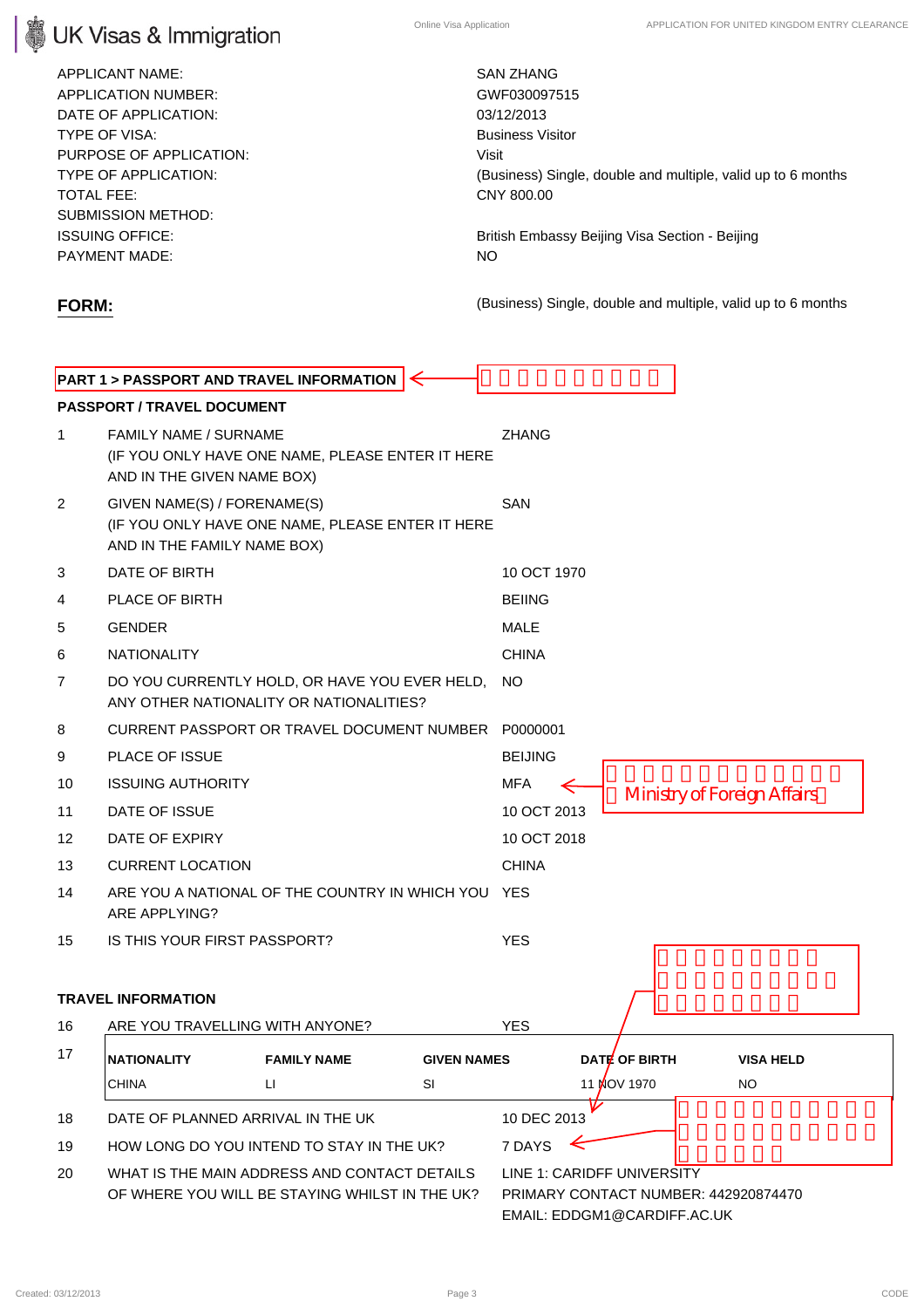| | |
|---|---|
| APPLICANT NAME: | SAN ZHANG |
| APPLICATION NUMBER: | GWF030097515 |
| DATE OF APPLICATION: | 03/12/2013 |
| TYPE OF VISA: | Business Visitor |
| PURPOSE OF APPLICATION: | Visit |
| TYPE OF APPLICATION: | (Business) Single, double and multiple, valid up to 6 months |
| TOTAL FEE: | CNY 800.00 |
| SUBMISSION METHOD: | |
| ISSUING OFFICE: | British Embassy Beijing Visa Section - Beijing |
| PAYMENT MADE: | NO |

**FORM:** (Business) Single, double and multiple, valid up to 6 months

## PART 1 > PASSPORT AND TRAVEL INFORMATION

### PASSPORT / TRAVEL DOCUMENT

| | | |
|---|---|---|
| 1 | FAMILY NAME / SURNAME (IF YOU ONLY HAVE ONE NAME, PLEASE ENTER IT HERE AND IN THE GIVEN NAME BOX) | ZHANG |
| 2 | GIVEN NAME(S) / FORENAME(S) (IF YOU ONLY HAVE ONE NAME, PLEASE ENTER IT HERE AND IN THE FAMILY NAME BOX) | SAN |
| 3 | DATE OF BIRTH | 10 OCT 1970 |
| 4 | PLACE OF BIRTH | BEIING |
| 5 | GENDER | MALE |
| 6 | NATIONALITY | CHINA |
| 7 | DO YOU CURRENTLY HOLD, OR HAVE YOU EVER HELD, ANY OTHER NATIONALITY OR NATIONALITIES? | NO |
| 8 | CURRENT PASSPORT OR TRAVEL DOCUMENT NUMBER | P0000001 |
| 9 | PLACE OF ISSUE | BEIJING |
| 10 | ISSUING AUTHORITY | MFA |
| 11 | DATE OF ISSUE | 10 OCT 2013 |
| 12 | DATE OF EXPIRY | 10 OCT 2018 |
| 13 | CURRENT LOCATION | CHINA |
| 14 | ARE YOU A NATIONAL OF THE COUNTRY IN WHICH YOU ARE APPLYING? | YES |
| 15 | IS THIS YOUR FIRST PASSPORT? | YES |

Ministry of Foreign Affairs

### TRAVEL INFORMATION

| | | |
|---|---|---|
| 16 | ARE YOU TRAVELLING WITH ANYONE? | YES |

17

| NATIONALITY | FAMILY NAME | GIVEN NAMES | DATE OF BIRTH | VISA HELD |
|---|---|---|---|---|
| CHINA | LI | SI | 11 NOV 1970 | NO |

| | | |
|---|---|---|
| 18 | DATE OF PLANNED ARRIVAL IN THE UK | 10 DEC 2013 |
| 19 | HOW LONG DO YOU INTEND TO STAY IN THE UK? | 7 DAYS |
| 20 | WHAT IS THE MAIN ADDRESS AND CONTACT DETAILS OF WHERE YOU WILL BE STAYING WHILST IN THE UK? | LINE 1: CARIDFF UNIVERSITY<br>PRIMARY CONTACT NUMBER: 442920874470<br>EMAIL: EDDGM1@CARDIFF.AC.UK |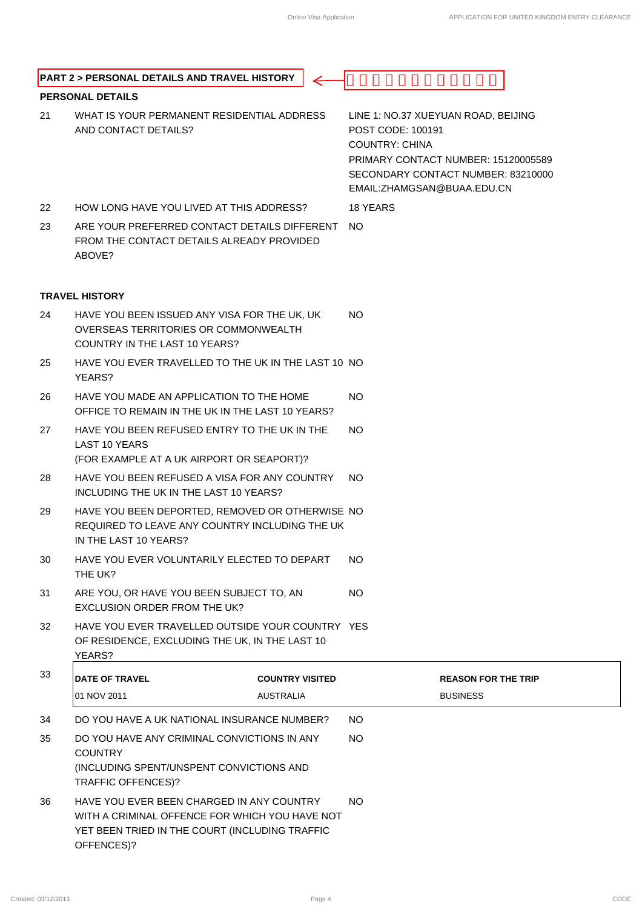**PART 2 > PERSONAL DETAILS AND TRAVEL HISTORY** ← □□□□□□□□□□□□

**PERSONAL DETAILS**

| | | |
|---|---|---|
| 21 | WHAT IS YOUR PERMANENT RESIDENTIAL ADDRESS AND CONTACT DETAILS? | LINE 1: NO.37 XUEYUAN ROAD, BEIJING<br>POST CODE: 100191<br>COUNTRY: CHINA<br>PRIMARY CONTACT NUMBER: 15120005589<br>SECONDARY CONTACT NUMBER: 83210000<br>EMAIL:ZHAMGSAN@BUAA.EDU.CN |
| 22 | HOW LONG HAVE YOU LIVED AT THIS ADDRESS? | 18 YEARS |
| 23 | ARE YOUR PREFERRED CONTACT DETAILS DIFFERENT FROM THE CONTACT DETAILS ALREADY PROVIDED ABOVE? | NO |

**TRAVEL HISTORY**

| | | |
|---|---|---|
| 24 | HAVE YOU BEEN ISSUED ANY VISA FOR THE UK, UK OVERSEAS TERRITORIES OR COMMONWEALTH COUNTRY IN THE LAST 10 YEARS? | NO |
| 25 | HAVE YOU EVER TRAVELLED TO THE UK IN THE LAST 10 YEARS? | NO |
| 26 | HAVE YOU MADE AN APPLICATION TO THE HOME OFFICE TO REMAIN IN THE UK IN THE LAST 10 YEARS? | NO |
| 27 | HAVE YOU BEEN REFUSED ENTRY TO THE UK IN THE LAST 10 YEARS (FOR EXAMPLE AT A UK AIRPORT OR SEAPORT)? | NO |
| 28 | HAVE YOU BEEN REFUSED A VISA FOR ANY COUNTRY INCLUDING THE UK IN THE LAST 10 YEARS? | NO |
| 29 | HAVE YOU BEEN DEPORTED, REMOVED OR OTHERWISE REQUIRED TO LEAVE ANY COUNTRY INCLUDING THE UK IN THE LAST 10 YEARS? | NO |
| 30 | HAVE YOU EVER VOLUNTARILY ELECTED TO DEPART THE UK? | NO |
| 31 | ARE YOU, OR HAVE YOU BEEN SUBJECT TO, AN EXCLUSION ORDER FROM THE UK? | NO |
| 32 | HAVE YOU EVER TRAVELLED OUTSIDE YOUR COUNTRY OF RESIDENCE, EXCLUDING THE UK, IN THE LAST 10 YEARS? | YES |

33

| DATE OF TRAVEL | COUNTRY VISITED | REASON FOR THE TRIP |
|---|---|---|
| 01 NOV 2011 | AUSTRALIA | BUSINESS |

| | | |
|---|---|---|
| 34 | DO YOU HAVE A UK NATIONAL INSURANCE NUMBER? | NO |
| 35 | DO YOU HAVE ANY CRIMINAL CONVICTIONS IN ANY COUNTRY (INCLUDING SPENT/UNSPENT CONVICTIONS AND TRAFFIC OFFENCES)? | NO |
| 36 | HAVE YOU EVER BEEN CHARGED IN ANY COUNTRY WITH A CRIMINAL OFFENCE FOR WHICH YOU HAVE NOT YET BEEN TRIED IN THE COURT (INCLUDING TRAFFIC OFFENCES)? | NO |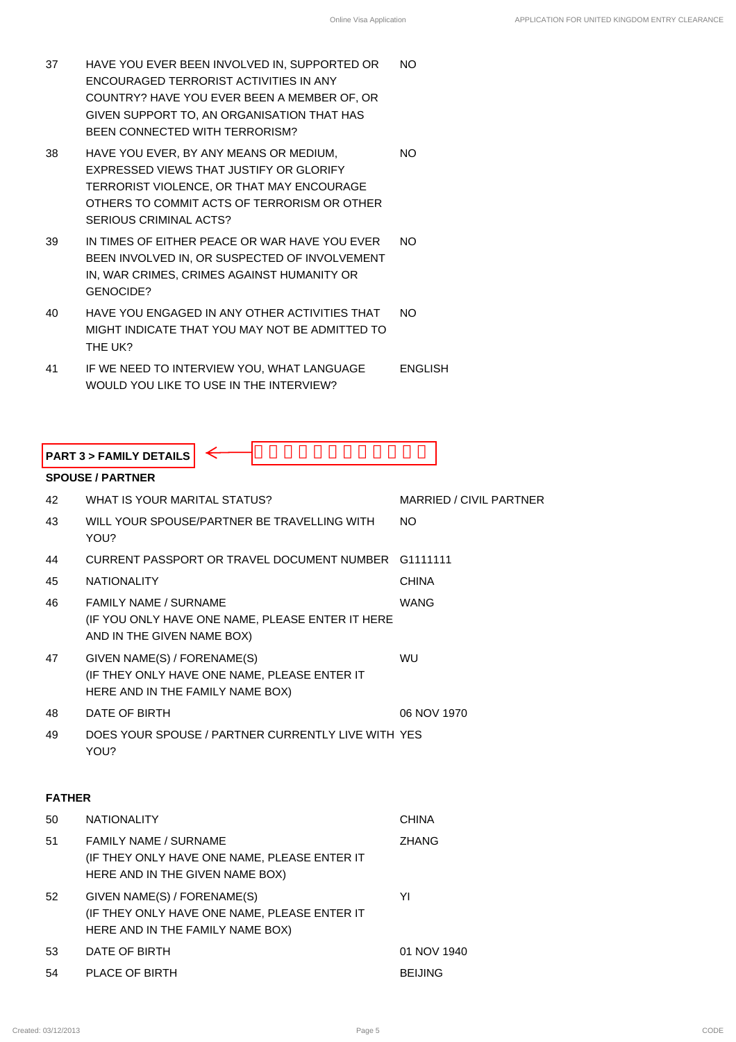| | | |
|---|---|---|
| 37 | HAVE YOU EVER BEEN INVOLVED IN, SUPPORTED OR ENCOURAGED TERRORIST ACTIVITIES IN ANY COUNTRY? HAVE YOU EVER BEEN A MEMBER OF, OR GIVEN SUPPORT TO, AN ORGANISATION THAT HAS BEEN CONNECTED WITH TERRORISM? | NO |
| 38 | HAVE YOU EVER, BY ANY MEANS OR MEDIUM, EXPRESSED VIEWS THAT JUSTIFY OR GLORIFY TERRORIST VIOLENCE, OR THAT MAY ENCOURAGE OTHERS TO COMMIT ACTS OF TERRORISM OR OTHER SERIOUS CRIMINAL ACTS? | NO |
| 39 | IN TIMES OF EITHER PEACE OR WAR HAVE YOU EVER BEEN INVOLVED IN, OR SUSPECTED OF INVOLVEMENT IN, WAR CRIMES, CRIMES AGAINST HUMANITY OR GENOCIDE? | NO |
| 40 | HAVE YOU ENGAGED IN ANY OTHER ACTIVITIES THAT MIGHT INDICATE THAT YOU MAY NOT BE ADMITTED TO THE UK? | NO |
| 41 | IF WE NEED TO INTERVIEW YOU, WHAT LANGUAGE WOULD YOU LIKE TO USE IN THE INTERVIEW? | ENGLISH |

**PART 3 > FAMILY DETAILS**

**SPOUSE / PARTNER**

| | | |
|---|---|---|
| 42 | WHAT IS YOUR MARITAL STATUS? | MARRIED / CIVIL PARTNER |
| 43 | WILL YOUR SPOUSE/PARTNER BE TRAVELLING WITH YOU? | NO |
| 44 | CURRENT PASSPORT OR TRAVEL DOCUMENT NUMBER | G1111111 |
| 45 | NATIONALITY | CHINA |
| 46 | FAMILY NAME / SURNAME (IF YOU ONLY HAVE ONE NAME, PLEASE ENTER IT HERE AND IN THE GIVEN NAME BOX) | WANG |
| 47 | GIVEN NAME(S) / FORENAME(S) (IF THEY ONLY HAVE ONE NAME, PLEASE ENTER IT HERE AND IN THE FAMILY NAME BOX) | WU |
| 48 | DATE OF BIRTH | 06 NOV 1970 |
| 49 | DOES YOUR SPOUSE / PARTNER CURRENTLY LIVE WITH YOU? | YES |

**FATHER**

| | | |
|---|---|---|
| 50 | NATIONALITY | CHINA |
| 51 | FAMILY NAME / SURNAME (IF THEY ONLY HAVE ONE NAME, PLEASE ENTER IT HERE AND IN THE GIVEN NAME BOX) | ZHANG |
| 52 | GIVEN NAME(S) / FORENAME(S) (IF THEY ONLY HAVE ONE NAME, PLEASE ENTER IT HERE AND IN THE FAMILY NAME BOX) | YI |
| 53 | DATE OF BIRTH | 01 NOV 1940 |
| 54 | PLACE OF BIRTH | BEIJING |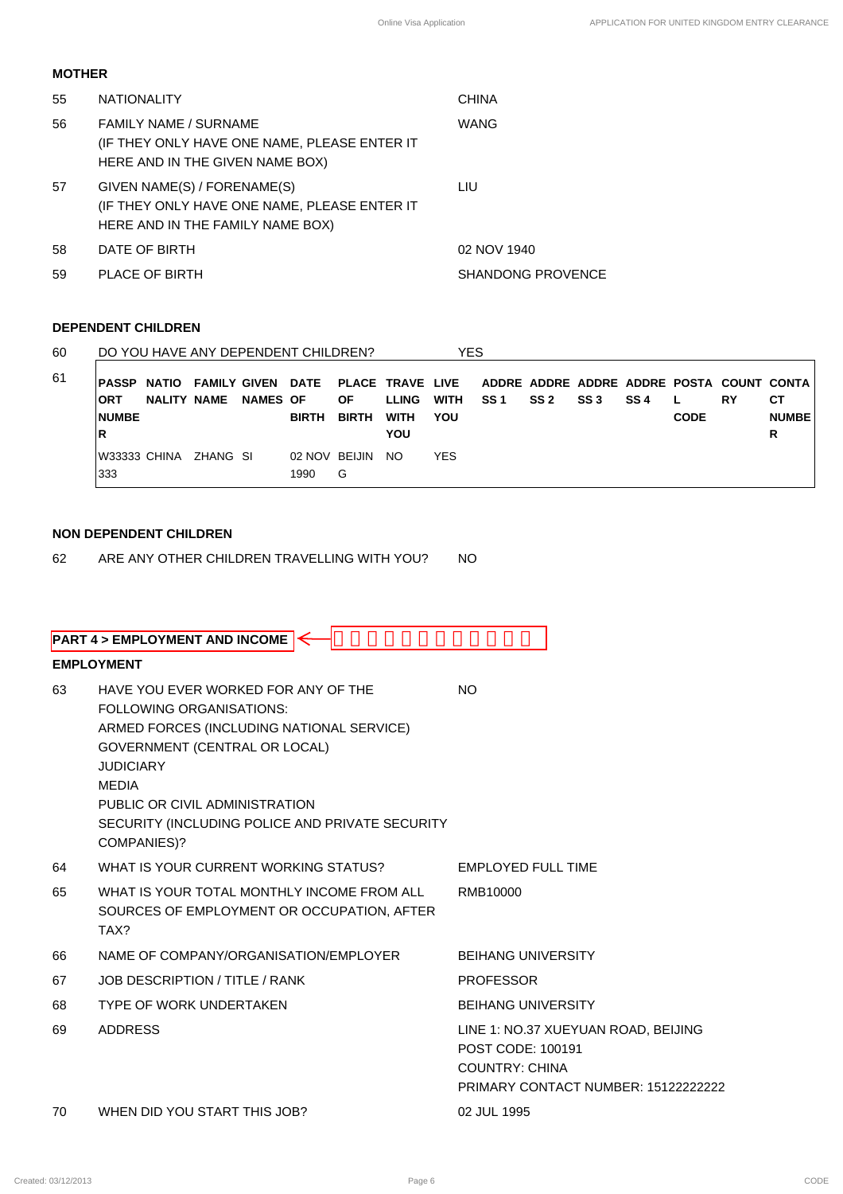## MOTHER

| | | |
|---|---|---|
| 55 | NATIONALITY | CHINA |
| 56 | FAMILY NAME / SURNAME (IF THEY ONLY HAVE ONE NAME, PLEASE ENTER IT HERE AND IN THE GIVEN NAME BOX) | WANG |
| 57 | GIVEN NAME(S) / FORENAME(S) (IF THEY ONLY HAVE ONE NAME, PLEASE ENTER IT HERE AND IN THE FAMILY NAME BOX) | LIU |
| 58 | DATE OF BIRTH | 02 NOV 1940 |
| 59 | PLACE OF BIRTH | SHANDONG PROVENCE |

## DEPENDENT CHILDREN

60 DO YOU HAVE ANY DEPENDENT CHILDREN? YES

61

| PASSPORT NUMBER | NATIONALITY | FAMILY NAME | GIVEN NAMES | DATE OF BIRTH | PLACE OF BIRTH | TRAVELLING WITH YOU | LIVE WITH YOU | ADDRESS 1 | ADDRESS 2 | ADDRESS 3 | ADDRESS 4 | POSTAL CODE | COUNTRY | CONTACT NUMBER |
|---|---|---|---|---|---|---|---|---|---|---|---|---|---|---|
| W33333333 | CHINA | ZHANG | SI | 02 NOV 1990 | BEIJING | NO | YES | | | | | | | |

## NON DEPENDENT CHILDREN

62 ARE ANY OTHER CHILDREN TRAVELLING WITH YOU? NO

## PART 4 > EMPLOYMENT AND INCOME

## EMPLOYMENT

| | | |
|---|---|---|
| 63 | HAVE YOU EVER WORKED FOR ANY OF THE FOLLOWING ORGANISATIONS: ARMED FORCES (INCLUDING NATIONAL SERVICE) GOVERNMENT (CENTRAL OR LOCAL) JUDICIARY MEDIA PUBLIC OR CIVIL ADMINISTRATION SECURITY (INCLUDING POLICE AND PRIVATE SECURITY COMPANIES)? | NO |
| 64 | WHAT IS YOUR CURRENT WORKING STATUS? | EMPLOYED FULL TIME |
| 65 | WHAT IS YOUR TOTAL MONTHLY INCOME FROM ALL SOURCES OF EMPLOYMENT OR OCCUPATION, AFTER TAX? | RMB10000 |
| 66 | NAME OF COMPANY/ORGANISATION/EMPLOYER | BEIHANG UNIVERSITY |
| 67 | JOB DESCRIPTION / TITLE / RANK | PROFESSOR |
| 68 | TYPE OF WORK UNDERTAKEN | BEIHANG UNIVERSITY |
| 69 | ADDRESS | LINE 1: NO.37 XUEYUAN ROAD, BEIJING<br>POST CODE: 100191<br>COUNTRY: CHINA<br>PRIMARY CONTACT NUMBER: 15122222222 |
| 70 | WHEN DID YOU START THIS JOB? | 02 JUL 1995 |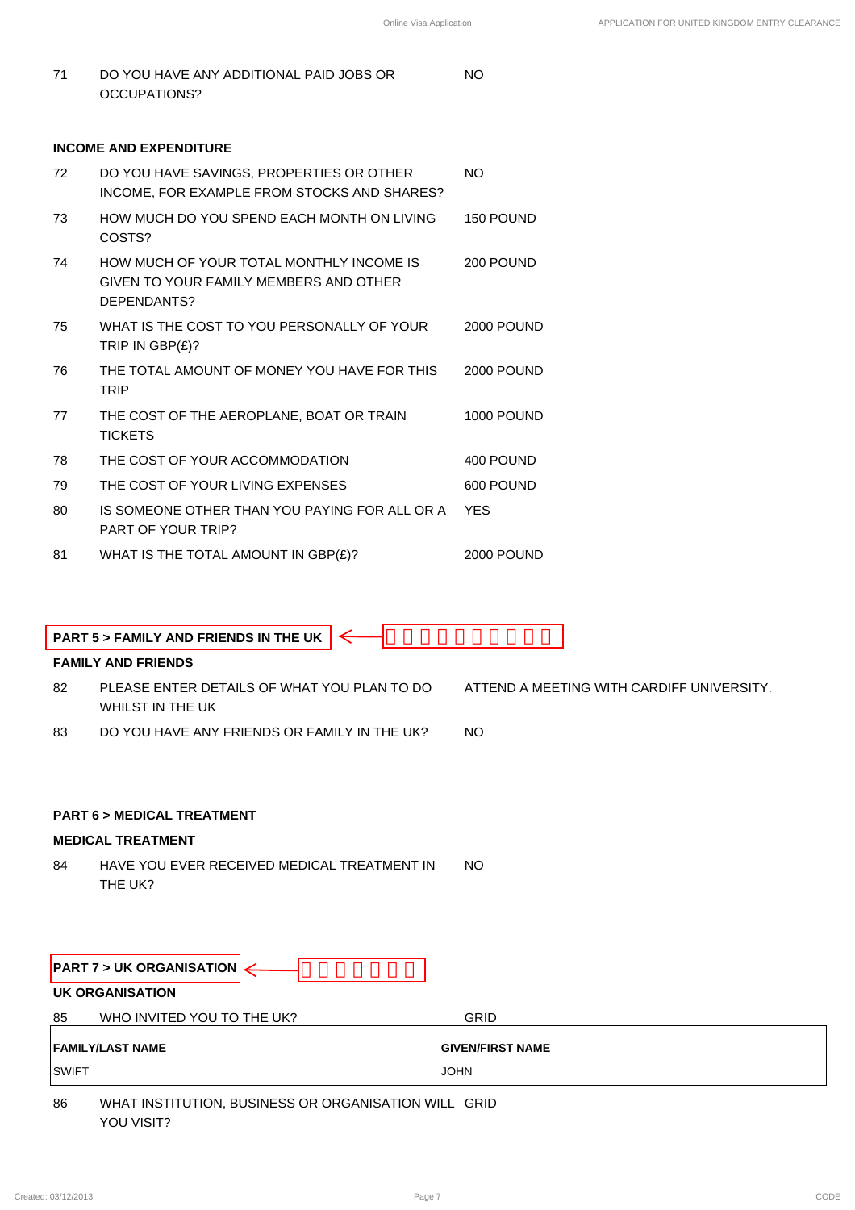| | | |
|---|---|---|
| 71 | DO YOU HAVE ANY ADDITIONAL PAID JOBS OR OCCUPATIONS? | NO |

**INCOME AND EXPENDITURE**

| | | |
|---|---|---|
| 72 | DO YOU HAVE SAVINGS, PROPERTIES OR OTHER INCOME, FOR EXAMPLE FROM STOCKS AND SHARES? | NO |
| 73 | HOW MUCH DO YOU SPEND EACH MONTH ON LIVING COSTS? | 150 POUND |
| 74 | HOW MUCH OF YOUR TOTAL MONTHLY INCOME IS GIVEN TO YOUR FAMILY MEMBERS AND OTHER DEPENDANTS? | 200 POUND |
| 75 | WHAT IS THE COST TO YOU PERSONALLY OF YOUR TRIP IN GBP(£)? | 2000 POUND |
| 76 | THE TOTAL AMOUNT OF MONEY YOU HAVE FOR THIS TRIP | 2000 POUND |
| 77 | THE COST OF THE AEROPLANE, BOAT OR TRAIN TICKETS | 1000 POUND |
| 78 | THE COST OF YOUR ACCOMMODATION | 400 POUND |
| 79 | THE COST OF YOUR LIVING EXPENSES | 600 POUND |
| 80 | IS SOMEONE OTHER THAN YOU PAYING FOR ALL OR A PART OF YOUR TRIP? | YES |
| 81 | WHAT IS THE TOTAL AMOUNT IN GBP(£)? | 2000 POUND |

## PART 5 > FAMILY AND FRIENDS IN THE UK

**FAMILY AND FRIENDS**

| | | |
|---|---|---|
| 82 | PLEASE ENTER DETAILS OF WHAT YOU PLAN TO DO WHILST IN THE UK | ATTEND A MEETING WITH CARDIFF UNIVERSITY. |
| 83 | DO YOU HAVE ANY FRIENDS OR FAMILY IN THE UK? | NO |

## PART 6 > MEDICAL TREATMENT

**MEDICAL TREATMENT**

| | | |
|---|---|---|
| 84 | HAVE YOU EVER RECEIVED MEDICAL TREATMENT IN THE UK? | NO |

## PART 7 > UK ORGANISATION

**UK ORGANISATION**

| | | |
|---|---|---|
| 85 | WHO INVITED YOU TO THE UK? | GRID |

| FAMILY/LAST NAME | GIVEN/FIRST NAME |
|---|---|
| SWIFT | JOHN |

| | | |
|---|---|---|
| 86 | WHAT INSTITUTION, BUSINESS OR ORGANISATION WILL YOU VISIT? | GRID |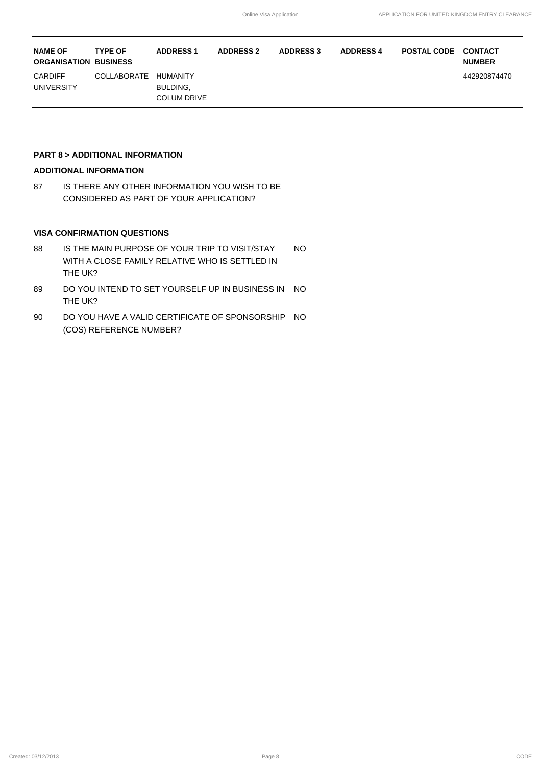| NAME OF ORGANISATION | TYPE OF BUSINESS | ADDRESS 1 | ADDRESS 2 | ADDRESS 3 | ADDRESS 4 | POSTAL CODE | CONTACT NUMBER |
|---|---|---|---|---|---|---|---|
| CARDIFF UNIVERSITY | COLLABORATE | HUMANITY BULDING, COLUM DRIVE | | | | | 442920874470 |

**PART 8 > ADDITIONAL INFORMATION**

**ADDITIONAL INFORMATION**

87 IS THERE ANY OTHER INFORMATION YOU WISH TO BE CONSIDERED AS PART OF YOUR APPLICATION?

**VISA CONFIRMATION QUESTIONS**

88 IS THE MAIN PURPOSE OF YOUR TRIP TO VISIT/STAY WITH A CLOSE FAMILY RELATIVE WHO IS SETTLED IN THE UK? NO

89 DO YOU INTEND TO SET YOURSELF UP IN BUSINESS IN THE UK? NO

90 DO YOU HAVE A VALID CERTIFICATE OF SPONSORSHIP (COS) REFERENCE NUMBER? NO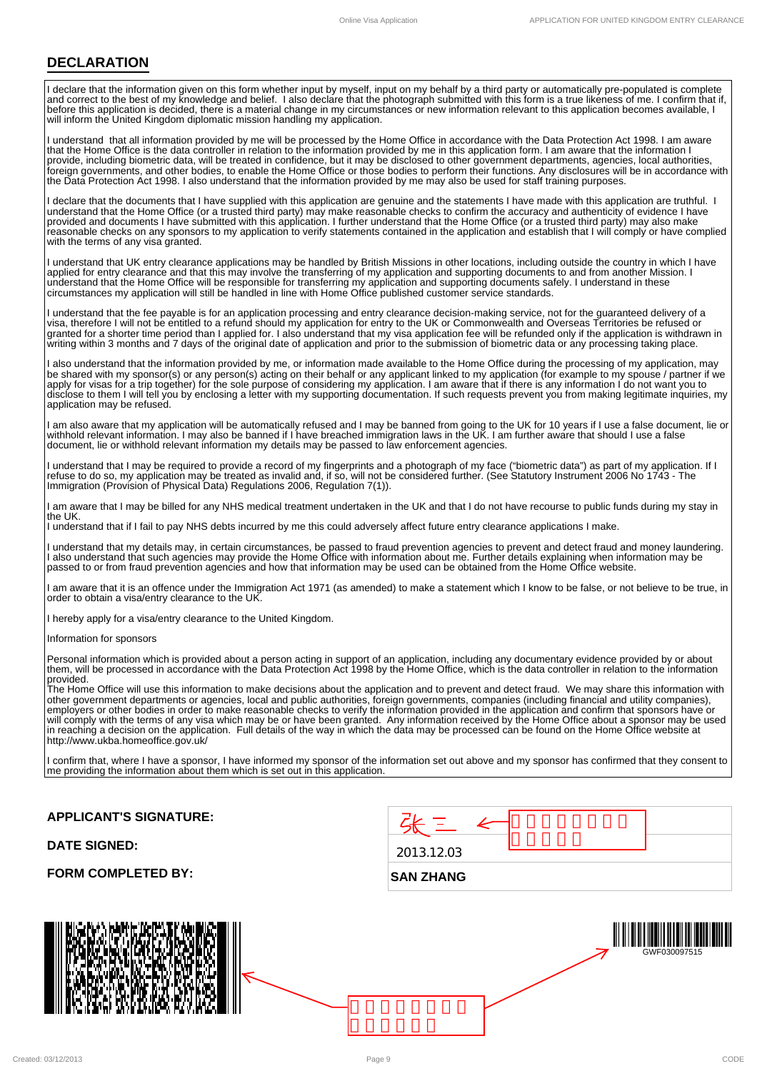## DECLARATION

I declare that the information given on this form whether input by myself, input on my behalf by a third party or automatically pre-populated is complete and correct to the best of my knowledge and belief. I also declare that the photograph submitted with this form is a true likeness of me. I confirm that if, before this application is decided, there is a material change in my circumstances or new information relevant to this application becomes available, I will inform the United Kingdom diplomatic mission handling my application.

I understand that all information provided by me will be processed by the Home Office in accordance with the Data Protection Act 1998. I am aware that the Home Office is the data controller in relation to the information provided by me in this application form. I am aware that the information I provide, including biometric data, will be treated in confidence, but it may be disclosed to other government departments, agencies, local authorities, foreign governments, and other bodies, to enable the Home Office or those bodies to perform their functions. Any disclosures will be in accordance with the Data Protection Act 1998. I also understand that the information provided by me may also be used for staff training purposes.

I declare that the documents that I have supplied with this application are genuine and the statements I have made with this application are truthful. I understand that the Home Office (or a trusted third party) may make reasonable checks to confirm the accuracy and authenticity of evidence I have provided and documents I have submitted with this application. I further understand that the Home Office (or a trusted third party) may also make reasonable checks on any sponsors to my application to verify statements contained in the application and establish that I will comply or have complied with the terms of any visa granted.

I understand that UK entry clearance applications may be handled by British Missions in other locations, including outside the country in which I have applied for entry clearance and that this may involve the transferring of my application and supporting documents to and from another Mission. I understand that the Home Office will be responsible for transferring my application and supporting documents safely. I understand in these circumstances my application will still be handled in line with Home Office published customer service standards.

I understand that the fee payable is for an application processing and entry clearance decision-making service, not for the guaranteed delivery of a visa, therefore I will not be entitled to a refund should my application for entry to the UK or Commonwealth and Overseas Territories be refused or granted for a shorter time period than I applied for. I also understand that my visa application fee will be refunded only if the application is withdrawn in writing within 3 months and 7 days of the original date of application and prior to the submission of biometric data or any processing taking place.

I also understand that the information provided by me, or information made available to the Home Office during the processing of my application, may be shared with my sponsor(s) or any person(s) acting on their behalf or any applicant linked to my application (for example to my spouse / partner if we apply for visas for a trip together) for the sole purpose of considering my application. I am aware that if there is any information I do not want you to disclose to them I will tell you by enclosing a letter with my supporting documentation. If such requests prevent you from making legitimate inquiries, my application may be refused.

I am also aware that my application will be automatically refused and I may be banned from going to the UK for 10 years if I use a false document, lie or withhold relevant information. I may also be banned if I have breached immigration laws in the UK. I am further aware that should I use a false document, lie or withhold relevant information my details may be passed to law enforcement agencies.

I understand that I may be required to provide a record of my fingerprints and a photograph of my face ("biometric data") as part of my application. If I refuse to do so, my application may be treated as invalid and, if so, will not be considered further. (See Statutory Instrument 2006 No 1743 - The Immigration (Provision of Physical Data) Regulations 2006, Regulation 7(1)).

I am aware that I may be billed for any NHS medical treatment undertaken in the UK and that I do not have recourse to public funds during my stay in the UK.
I understand that if I fail to pay NHS debts incurred by me this could adversely affect future entry clearance applications I make.

I understand that my details may, in certain circumstances, be passed to fraud prevention agencies to prevent and detect fraud and money laundering. I also understand that such agencies may provide the Home Office with information about me. Further details explaining when information may be passed to or from fraud prevention agencies and how that information may be used can be obtained from the Home Office website.

I am aware that it is an offence under the Immigration Act 1971 (as amended) to make a statement which I know to be false, or not believe to be true, in order to obtain a visa/entry clearance to the UK.

I hereby apply for a visa/entry clearance to the United Kingdom.

Information for sponsors

Personal information which is provided about a person acting in support of an application, including any documentary evidence provided by or about them, will be processed in accordance with the Data Protection Act 1998 by the Home Office, which is the data controller in relation to the information provided.
The Home Office will use this information to make decisions about the application and to prevent and detect fraud. We may share this information with other government departments or agencies, local and public authorities, foreign governments, companies (including financial and utility companies), employers or other bodies in order to make reasonable checks to verify the information provided in the application and confirm that sponsors have or will comply with the terms of any visa which may be or have been granted. Any information received by the Home Office about a sponsor may be used in reaching a decision on the application. Full details of the way in which the data may be processed can be found on the Home Office website at http://www.ukba.homeoffice.gov.uk/

I confirm that, where I have a sponsor, I have informed my sponsor of the information set out above and my sponsor has confirmed that they consent to me providing the information about them which is set out in this application.

| | |
|---|---|
| **APPLICANT'S SIGNATURE:** | 张三 |
| **DATE SIGNED:** | 2013.12.03 |
| **FORM COMPLETED BY:** | **SAN ZHANG** |

GWF030097515